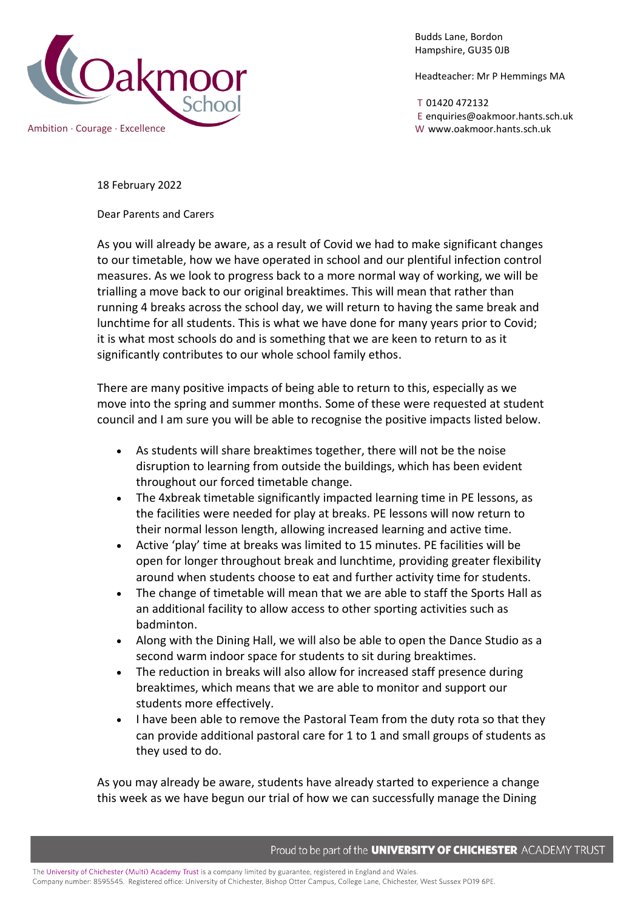Oakmoor School

Ambition · Courage · Excellence

Budds Lane, Bordon
Hampshire, GU35 0JB

Headteacher: Mr P Hemmings MA

T 01420 472132
E enquiries@oakmoor.hants.sch.uk
W www.oakmoor.hants.sch.uk

18 February 2022

Dear Parents and Carers

As you will already be aware, as a result of Covid we had to make significant changes to our timetable, how we have operated in school and our plentiful infection control measures. As we look to progress back to a more normal way of working, we will be trialling a move back to our original breaktimes. This will mean that rather than running 4 breaks across the school day, we will return to having the same break and lunchtime for all students. This is what we have done for many years prior to Covid; it is what most schools do and is something that we are keen to return to as it significantly contributes to our whole school family ethos.

There are many positive impacts of being able to return to this, especially as we move into the spring and summer months. Some of these were requested at student council and I am sure you will be able to recognise the positive impacts listed below.

- As students will share breaktimes together, there will not be the noise disruption to learning from outside the buildings, which has been evident throughout our forced timetable change.
- The 4xbreak timetable significantly impacted learning time in PE lessons, as the facilities were needed for play at breaks. PE lessons will now return to their normal lesson length, allowing increased learning and active time.
- Active 'play' time at breaks was limited to 15 minutes. PE facilities will be open for longer throughout break and lunchtime, providing greater flexibility around when students choose to eat and further activity time for students.
- The change of timetable will mean that we are able to staff the Sports Hall as an additional facility to allow access to other sporting activities such as badminton.
- Along with the Dining Hall, we will also be able to open the Dance Studio as a second warm indoor space for students to sit during breaktimes.
- The reduction in breaks will also allow for increased staff presence during breaktimes, which means that we are able to monitor and support our students more effectively.
- I have been able to remove the Pastoral Team from the duty rota so that they can provide additional pastoral care for 1 to 1 and small groups of students as they used to do.

As you may already be aware, students have already started to experience a change this week as we have begun our trial of how we can successfully manage the Dining

Proud to be part of the **UNIVERSITY OF CHICHESTER** ACADEMY TRUST

The University of Chichester (Multi) Academy Trust is a company limited by guarantee, registered in England and Wales.
Company number: 8595545. Registered office: University of Chichester, Bishop Otter Campus, College Lane, Chichester, West Sussex PO19 6PE.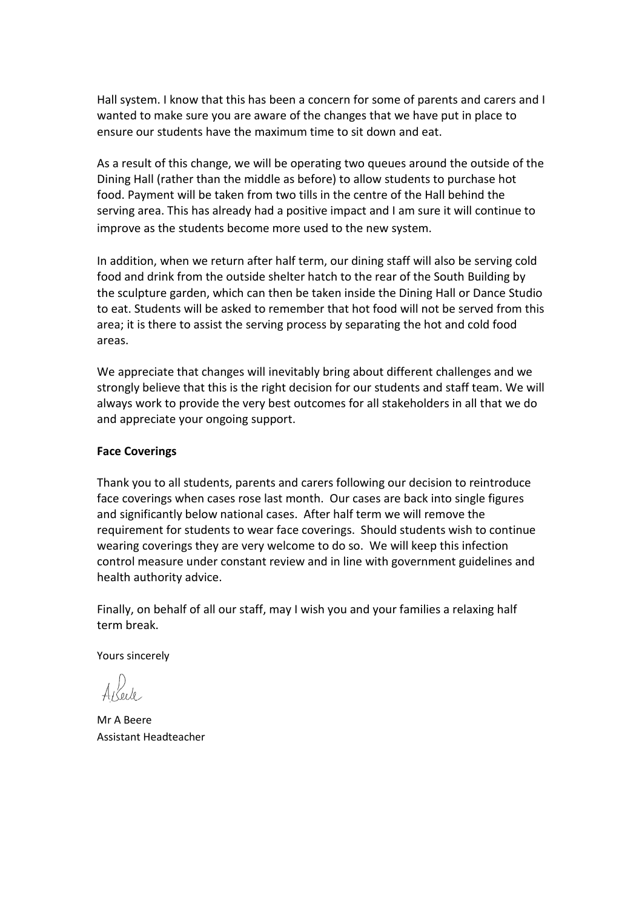Hall system. I know that this has been a concern for some of parents and carers and I wanted to make sure you are aware of the changes that we have put in place to ensure our students have the maximum time to sit down and eat.

As a result of this change, we will be operating two queues around the outside of the Dining Hall (rather than the middle as before) to allow students to purchase hot food. Payment will be taken from two tills in the centre of the Hall behind the serving area. This has already had a positive impact and I am sure it will continue to improve as the students become more used to the new system.

In addition, when we return after half term, our dining staff will also be serving cold food and drink from the outside shelter hatch to the rear of the South Building by the sculpture garden, which can then be taken inside the Dining Hall or Dance Studio to eat. Students will be asked to remember that hot food will not be served from this area; it is there to assist the serving process by separating the hot and cold food areas.

We appreciate that changes will inevitably bring about different challenges and we strongly believe that this is the right decision for our students and staff team. We will always work to provide the very best outcomes for all stakeholders in all that we do and appreciate your ongoing support.

**Face Coverings**

Thank you to all students, parents and carers following our decision to reintroduce face coverings when cases rose last month. Our cases are back into single figures and significantly below national cases. After half term we will remove the requirement for students to wear face coverings. Should students wish to continue wearing coverings they are very welcome to do so. We will keep this infection control measure under constant review and in line with government guidelines and health authority advice.

Finally, on behalf of all our staff, may I wish you and your families a relaxing half term break.

Yours sincerely

A Beere

Mr A Beere
Assistant Headteacher